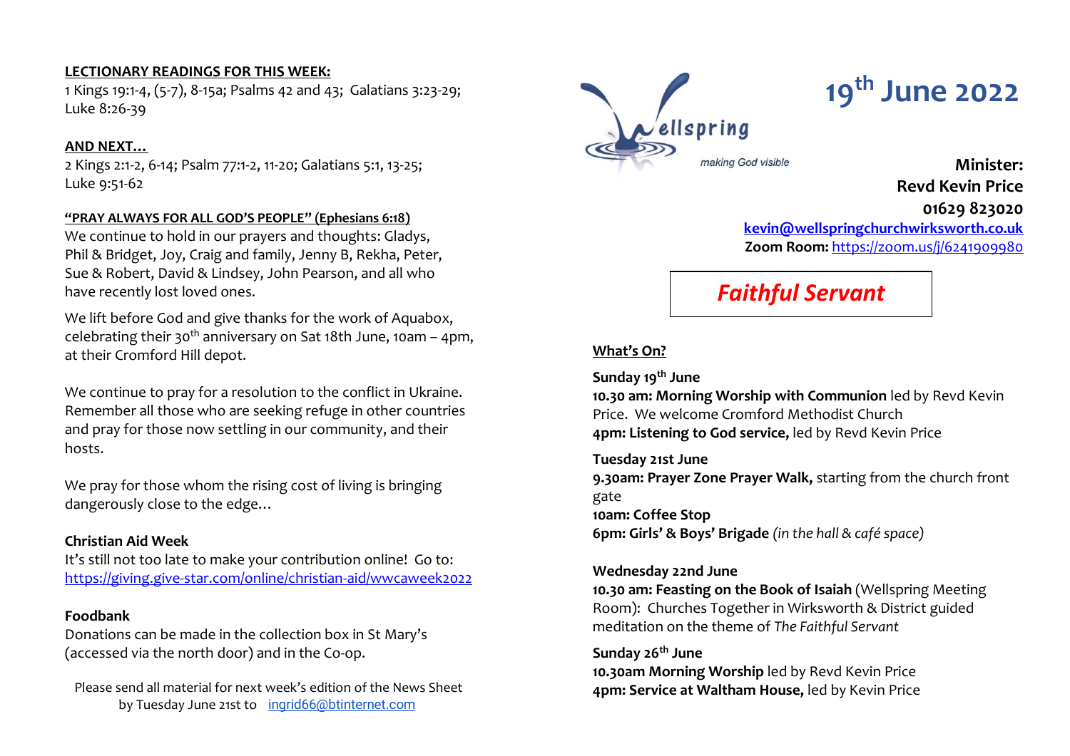# 19th June 2022

Wellspring

*making God visible*

**Minister:**
**Revd Kevin Price**
**01629 823020**
**kevin@wellspringchurchwirksworth.co.uk**
**Zoom Room:** https://zoom.us/j/6241909980

## *Faithful Servant*

**LECTIONARY READINGS FOR THIS WEEK:**

1 Kings 19:1-4, (5-7), 8-15a; Psalms 42 and 43; Galatians 3:23-29; Luke 8:26-39

**AND NEXT…**

2 Kings 2:1-2, 6-14; Psalm 77:1-2, 11-20; Galatians 5:1, 13-25; Luke 9:51-62

**"PRAY ALWAYS FOR ALL GOD'S PEOPLE" (Ephesians 6:18)**

We continue to hold in our prayers and thoughts: Gladys, Phil & Bridget, Joy, Craig and family, Jenny B, Rekha, Peter, Sue & Robert, David & Lindsey, John Pearson, and all who have recently lost loved ones.

We lift before God and give thanks for the work of Aquabox, celebrating their 30th anniversary on Sat 18th June, 10am – 4pm, at their Cromford Hill depot.

We continue to pray for a resolution to the conflict in Ukraine. Remember all those who are seeking refuge in other countries and pray for those now settling in our community, and their hosts.

We pray for those whom the rising cost of living is bringing dangerously close to the edge…

**Christian Aid Week**

It's still not too late to make your contribution online! Go to: https://giving.give-star.com/online/christian-aid/wwcaweek2022

**Foodbank**

Donations can be made in the collection box in St Mary's (accessed via the north door) and in the Co-op.

Please send all material for next week's edition of the News Sheet by Tuesday June 21st to ingrid66@btinternet.com

**What's On?**

**Sunday 19th June**
**10.30 am: Morning Worship with Communion** led by Revd Kevin Price. We welcome Cromford Methodist Church
**4pm: Listening to God service,** led by Revd Kevin Price

**Tuesday 21st June**
**9.30am: Prayer Zone Prayer Walk,** starting from the church front gate
**10am: Coffee Stop**
**6pm: Girls' & Boys' Brigade** *(in the hall & café space)*

**Wednesday 22nd June**
**10.30 am: Feasting on the Book of Isaiah** (Wellspring Meeting Room): Churches Together in Wirksworth & District guided meditation on the theme of *The Faithful Servant*

**Sunday 26th June**
**10.30am Morning Worship** led by Revd Kevin Price
**4pm: Service at Waltham House,** led by Kevin Price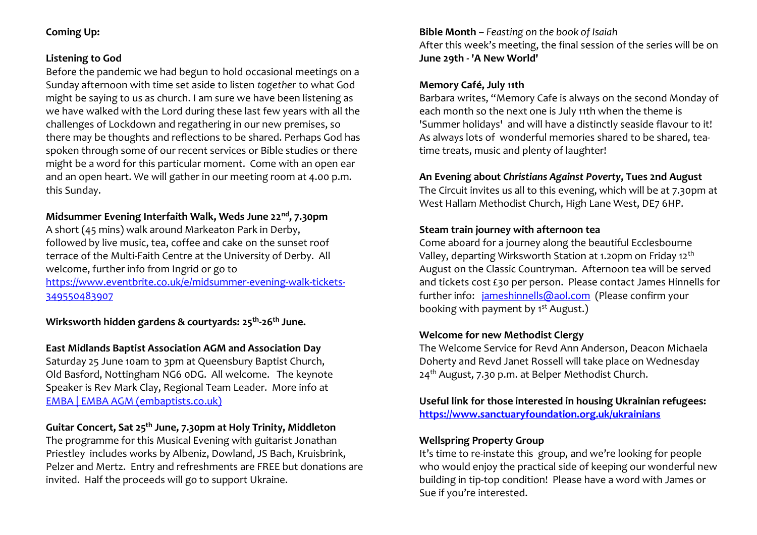**Coming Up:**

**Listening to God**

Before the pandemic we had begun to hold occasional meetings on a Sunday afternoon with time set aside to listen *together* to what God might be saying to us as church. I am sure we have been listening as we have walked with the Lord during these last few years with all the challenges of Lockdown and regathering in our new premises, so there may be thoughts and reflections to be shared. Perhaps God has spoken through some of our recent services or Bible studies or there might be a word for this particular moment. Come with an open ear and an open heart. We will gather in our meeting room at 4.00 p.m. this Sunday.

**Midsummer Evening Interfaith Walk, Weds June 22nd, 7.30pm**

A short (45 mins) walk around Markeaton Park in Derby, followed by live music, tea, coffee and cake on the sunset roof terrace of the Multi-Faith Centre at the University of Derby. All welcome, further info from Ingrid or go to https://www.eventbrite.co.uk/e/midsummer-evening-walk-tickets-349550483907

**Wirksworth hidden gardens & courtyards: 25th-26th June.**

**East Midlands Baptist Association AGM and Association Day**

Saturday 25 June 10am to 3pm at Queensbury Baptist Church, Old Basford, Nottingham NG6 0DG. All welcome. The keynote Speaker is Rev Mark Clay, Regional Team Leader. More info at EMBA | EMBA AGM (embaptists.co.uk)

**Guitar Concert, Sat 25th June, 7.30pm at Holy Trinity, Middleton**

The programme for this Musical Evening with guitarist Jonathan Priestley includes works by Albeniz, Dowland, JS Bach, Kruisbrink, Pelzer and Mertz. Entry and refreshments are FREE but donations are invited. Half the proceeds will go to support Ukraine.

**Bible Month** – *Feasting on the book of Isaiah*

After this week's meeting, the final session of the series will be on **June 29th - 'A New World'**

**Memory Café, July 11th**

Barbara writes, "Memory Cafe is always on the second Monday of each month so the next one is July 11th when the theme is 'Summer holidays' and will have a distinctly seaside flavour to it! As always lots of wonderful memories shared to be shared, tea-time treats, music and plenty of laughter!

**An Evening about *Christians Against Poverty*, Tues 2nd August**

The Circuit invites us all to this evening, which will be at 7.30pm at West Hallam Methodist Church, High Lane West, DE7 6HP.

**Steam train journey with afternoon tea**

Come aboard for a journey along the beautiful Ecclesbourne Valley, departing Wirksworth Station at 1.20pm on Friday 12th August on the Classic Countryman. Afternoon tea will be served and tickets cost £30 per person. Please contact James Hinnells for further info: jameshinnells@aol.com (Please confirm your booking with payment by 1st August.)

**Welcome for new Methodist Clergy**

The Welcome Service for Revd Ann Anderson, Deacon Michaela Doherty and Revd Janet Rossell will take place on Wednesday 24th August, 7.30 p.m. at Belper Methodist Church.

**Useful link for those interested in housing Ukrainian refugees:**
**https://www.sanctuaryfoundation.org.uk/ukrainians**

**Wellspring Property Group**

It's time to re-instate this group, and we're looking for people who would enjoy the practical side of keeping our wonderful new building in tip-top condition! Please have a word with James or Sue if you're interested.